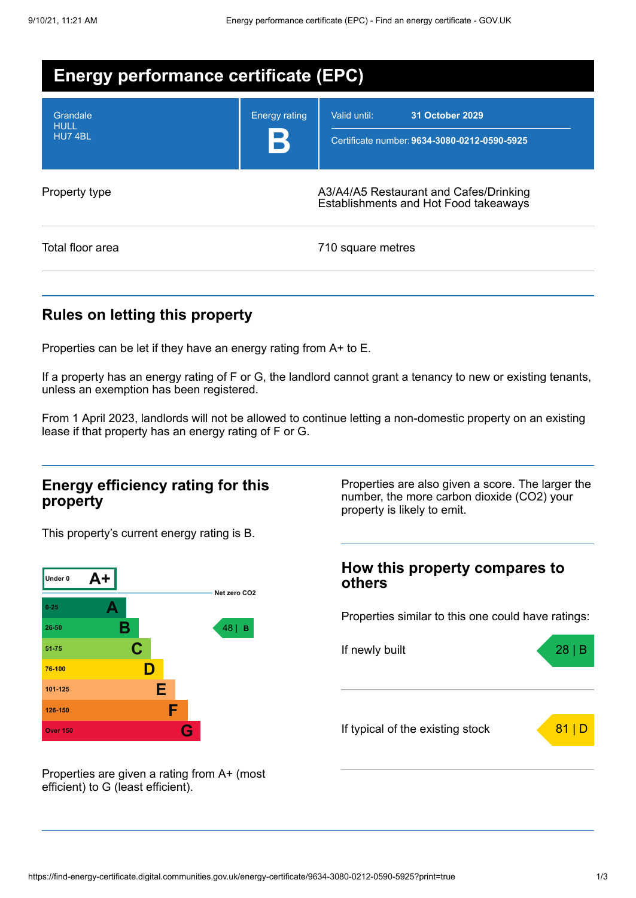# Energy performance certificate (EPC)

| | | |
|---|---|---|
| Grandale<br>HULL<br>HU7 4BL | Energy rating<br>**B** | Valid until: **31 October 2029**<br>Certificate number: **9634-3080-0212-0590-5925** |

| | |
|---|---|
| Property type | A3/A4/A5 Restaurant and Cafes/Drinking Establishments and Hot Food takeaways |
| Total floor area | 710 square metres |

## Rules on letting this property

Properties can be let if they have an energy rating from A+ to E.

If a property has an energy rating of F or G, the landlord cannot grant a tenancy to new or existing tenants, unless an exemption has been registered.

From 1 April 2023, landlords will not be allowed to continue letting a non-domestic property on an existing lease if that property has an energy rating of F or G.

## Energy efficiency rating for this property

This property's current energy rating is B.

| Score | Rating |
|---|---|
| Under 0 | A+ |
| 0-25 | A |
| 26-50 | B |
| 51-75 | C |
| 76-100 | D |
| 101-125 | E |
| 126-150 | F |
| Over 150 | G |

Net zero CO2

This property: 48 | B

Properties are given a rating from A+ (most efficient) to G (least efficient).

Properties are also given a score. The larger the number, the more carbon dioxide (CO2) your property is likely to emit.

## How this property compares to others

Properties similar to this one could have ratings:

| | |
|---|---|
| If newly built | 28 \| B |
| If typical of the existing stock | 81 \| D |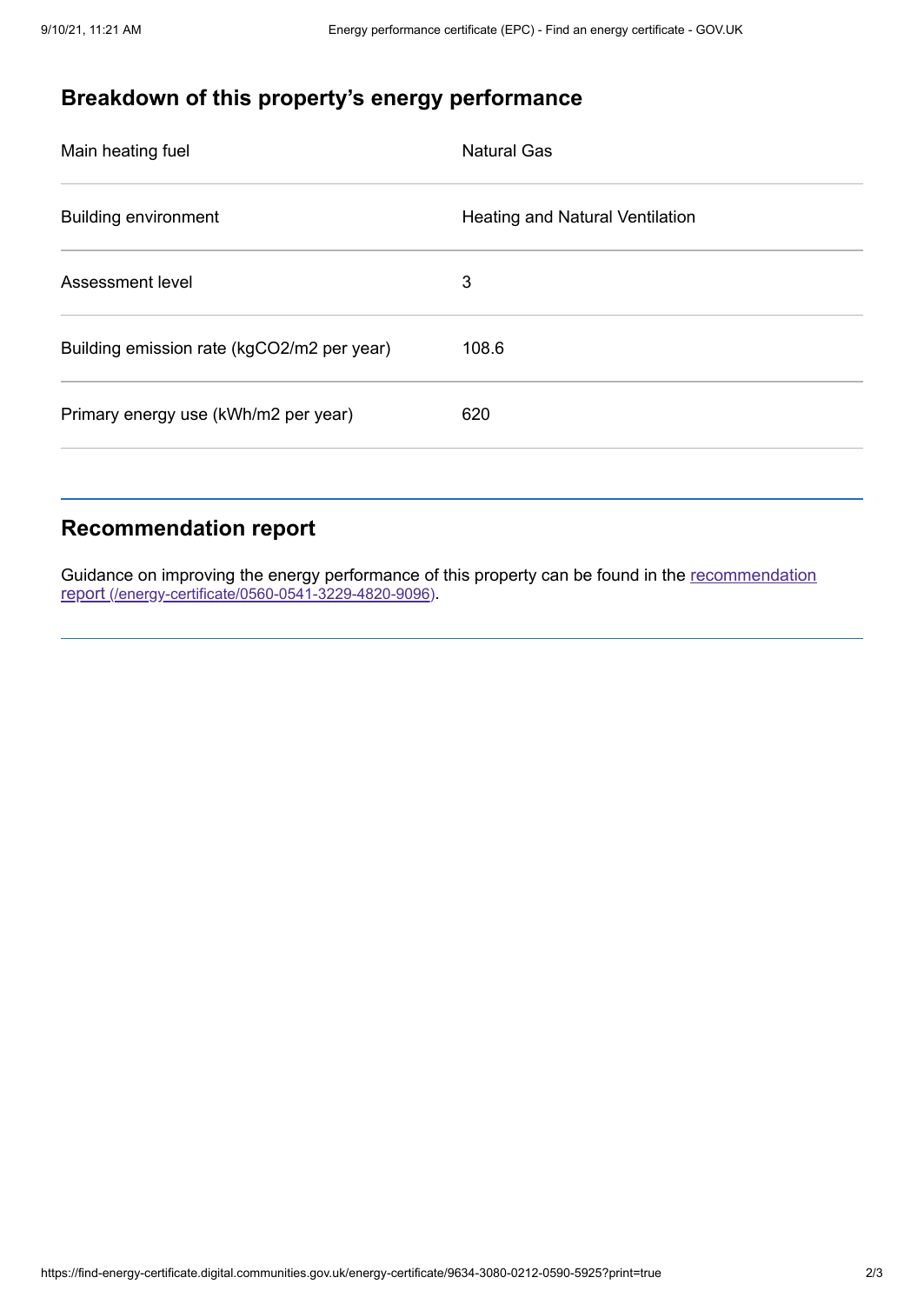## Breakdown of this property's energy performance

| | |
|---|---|
| Main heating fuel | Natural Gas |
| Building environment | Heating and Natural Ventilation |
| Assessment level | 3 |
| Building emission rate (kgCO2/m2 per year) | 108.6 |
| Primary energy use (kWh/m2 per year) | 620 |

## Recommendation report

Guidance on improving the energy performance of this property can be found in the [recommendation report (/energy-certificate/0560-0541-3229-4820-9096)](/energy-certificate/0560-0541-3229-4820-9096).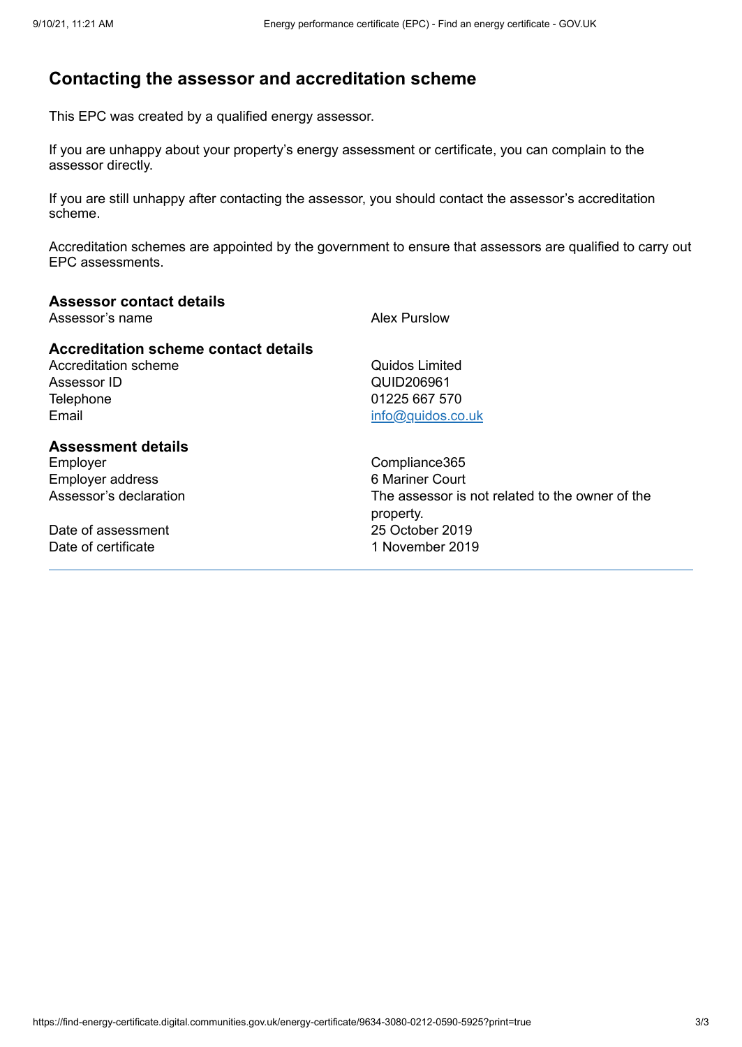## Contacting the assessor and accreditation scheme

This EPC was created by a qualified energy assessor.

If you are unhappy about your property's energy assessment or certificate, you can complain to the assessor directly.

If you are still unhappy after contacting the assessor, you should contact the assessor's accreditation scheme.

Accreditation schemes are appointed by the government to ensure that assessors are qualified to carry out EPC assessments.

### Assessor contact details

| | |
|---|---|
| Assessor's name | Alex Purslow |

### Accreditation scheme contact details

| | |
|---|---|
| Accreditation scheme | Quidos Limited |
| Assessor ID | QUID206961 |
| Telephone | 01225 667 570 |
| Email | info@quidos.co.uk |

### Assessment details

| | |
|---|---|
| Employer | Compliance365 |
| Employer address | 6 Mariner Court |
| Assessor's declaration | The assessor is not related to the owner of the property. |
| Date of assessment | 25 October 2019 |
| Date of certificate | 1 November 2019 |